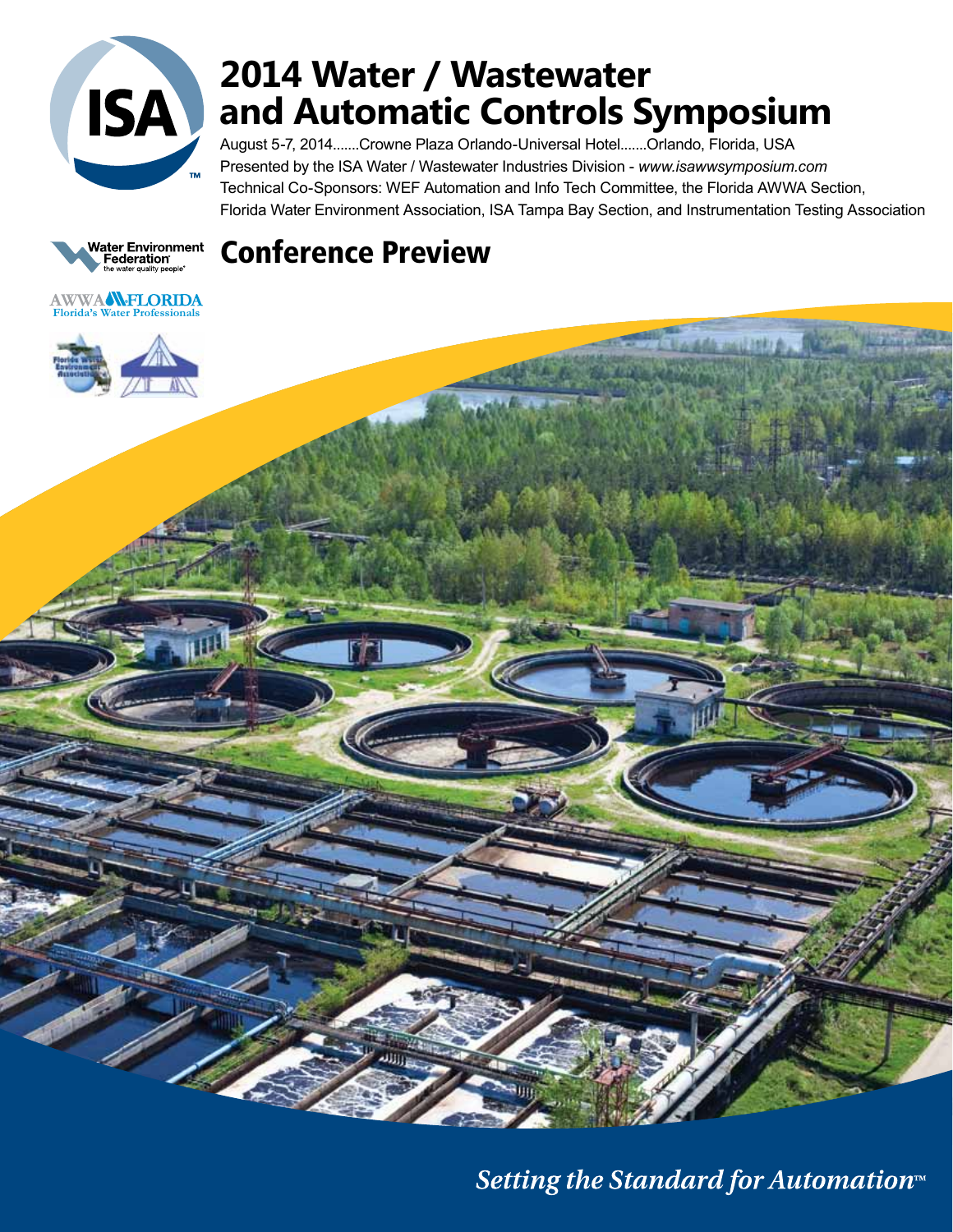# 2014 Water / Wastewater and Automatic Controls Symposium

August 5-7, 2014.......Crowne Plaza Orlando-Universal Hotel.......Orlando, Florida, USA

Presented by the ISA Water / Wastewater Industries Division - *www.isawwsymposium.com*

Technical Co-Sponsors: WEF Automation and Info Tech Committee, the Florida AWWA Section, Florida Water Environment Association, ISA Tampa Bay Section, and Instrumentation Testing Association

## Conference Preview

*Setting the Standard for Automation™*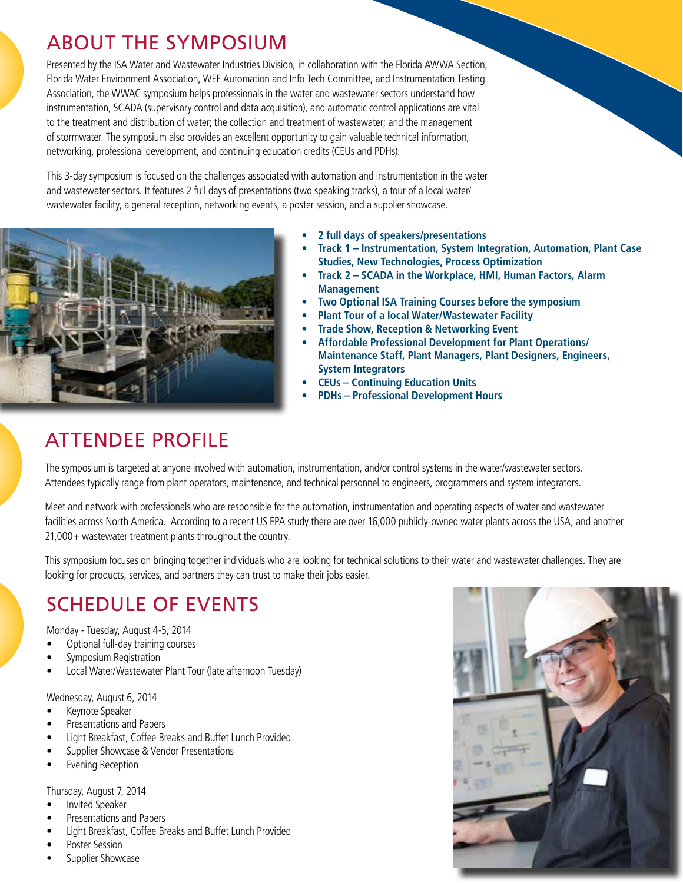## ABOUT THE SYMPOSIUM

Presented by the ISA Water and Wastewater Industries Division, in collaboration with the Florida AWWA Section, Florida Water Environment Association, WEF Automation and Info Tech Committee, and Instrumentation Testing Association, the WWAC symposium helps professionals in the water and wastewater sectors understand how instrumentation, SCADA (supervisory control and data acquisition), and automatic control applications are vital to the treatment and distribution of water; the collection and treatment of wastewater; and the management of stormwater. The symposium also provides an excellent opportunity to gain valuable technical information, networking, professional development, and continuing education credits (CEUs and PDHs).

This 3-day symposium is focused on the challenges associated with automation and instrumentation in the water and wastewater sectors. It features 2 full days of presentations (two speaking tracks), a tour of a local water/wastewater facility, a general reception, networking events, a poster session, and a supplier showcase.

- **2 full days of speakers/presentations**
- **Track 1 – Instrumentation, System Integration, Automation, Plant Case Studies, New Technologies, Process Optimization**
- **Track 2 – SCADA in the Workplace, HMI, Human Factors, Alarm Management**
- **Two Optional ISA Training Courses before the symposium**
- **Plant Tour of a local Water/Wastewater Facility**
- **Trade Show, Reception & Networking Event**
- **Affordable Professional Development for Plant Operations/ Maintenance Staff, Plant Managers, Plant Designers, Engineers, System Integrators**
- **CEUs – Continuing Education Units**
- **PDHs – Professional Development Hours**

## ATTENDEE PROFILE

The symposium is targeted at anyone involved with automation, instrumentation, and/or control systems in the water/wastewater sectors. Attendees typically range from plant operators, maintenance, and technical personnel to engineers, programmers and system integrators.

Meet and network with professionals who are responsible for the automation, instrumentation and operating aspects of water and wastewater facilities across North America. According to a recent US EPA study there are over 16,000 publicly-owned water plants across the USA, and another 21,000+ wastewater treatment plants throughout the country.

This symposium focuses on bringing together individuals who are looking for technical solutions to their water and wastewater challenges. They are looking for products, services, and partners they can trust to make their jobs easier.

## SCHEDULE OF EVENTS

Monday - Tuesday, August 4-5, 2014

- Optional full-day training courses
- Symposium Registration
- Local Water/Wastewater Plant Tour (late afternoon Tuesday)

Wednesday, August 6, 2014

- Keynote Speaker
- Presentations and Papers
- Light Breakfast, Coffee Breaks and Buffet Lunch Provided
- Supplier Showcase & Vendor Presentations
- Evening Reception

Thursday, August 7, 2014

- Invited Speaker
- Presentations and Papers
- Light Breakfast, Coffee Breaks and Buffet Lunch Provided
- Poster Session
- Supplier Showcase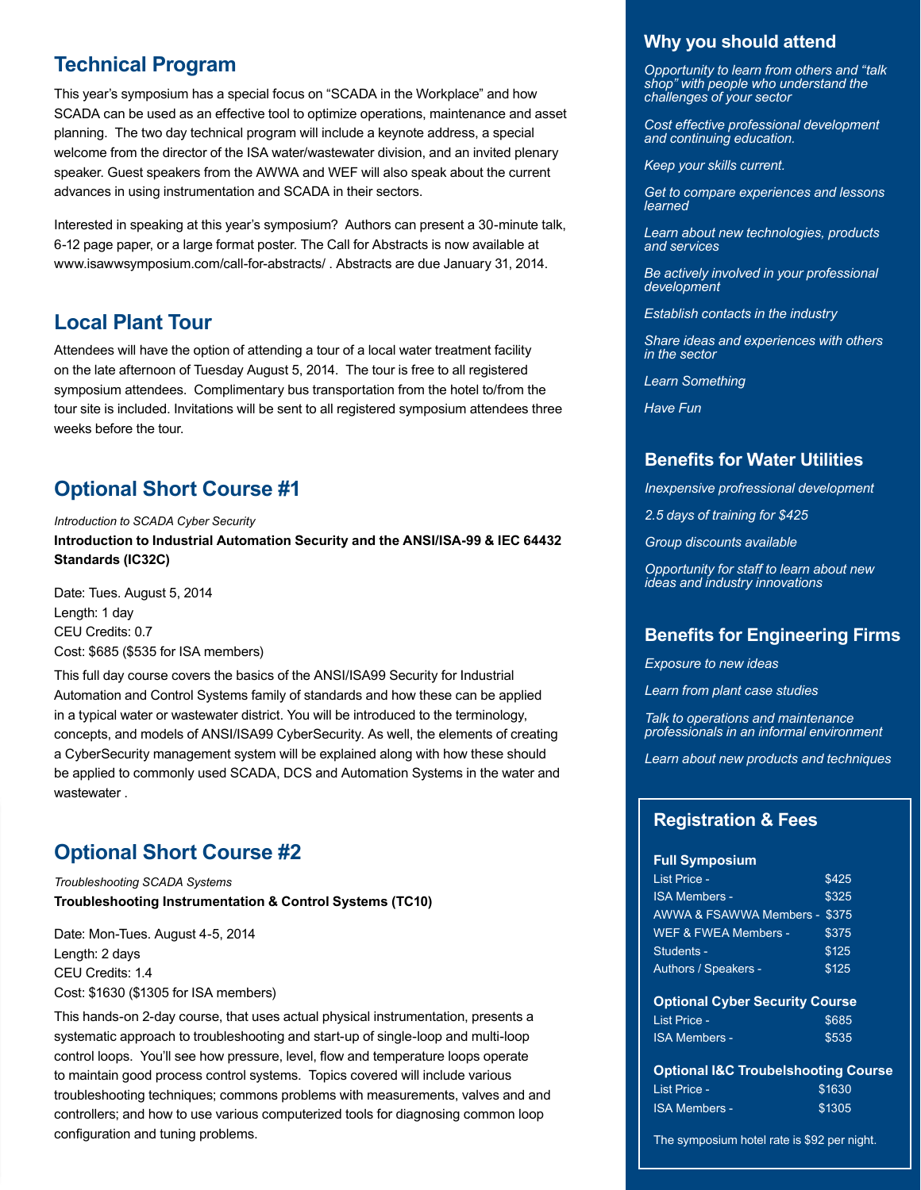## Technical Program

This year's symposium has a special focus on "SCADA in the Workplace" and how SCADA can be used as an effective tool to optimize operations, maintenance and asset planning. The two day technical program will include a keynote address, a special welcome from the director of the ISA water/wastewater division, and an invited plenary speaker. Guest speakers from the AWWA and WEF will also speak about the current advances in using instrumentation and SCADA in their sectors.

Interested in speaking at this year's symposium? Authors can present a 30-minute talk, 6-12 page paper, or a large format poster. The Call for Abstracts is now available at www.isawwsymposium.com/call-for-abstracts/ . Abstracts are due January 31, 2014.

## Local Plant Tour

Attendees will have the option of attending a tour of a local water treatment facility on the late afternoon of Tuesday August 5, 2014. The tour is free to all registered symposium attendees. Complimentary bus transportation from the hotel to/from the tour site is included. Invitations will be sent to all registered symposium attendees three weeks before the tour.

## Optional Short Course #1

*Introduction to SCADA Cyber Security*

**Introduction to Industrial Automation Security and the ANSI/ISA-99 & IEC 64432 Standards (IC32C)**

Date: Tues. August 5, 2014
Length: 1 day
CEU Credits: 0.7
Cost: $685 ($535 for ISA members)

This full day course covers the basics of the ANSI/ISA99 Security for Industrial Automation and Control Systems family of standards and how these can be applied in a typical water or wastewater district. You will be introduced to the terminology, concepts, and models of ANSI/ISA99 CyberSecurity. As well, the elements of creating a CyberSecurity management system will be explained along with how these should be applied to commonly used SCADA, DCS and Automation Systems in the water and wastewater .

## Optional Short Course #2

*Troubleshooting SCADA Systems*

**Troubleshooting Instrumentation & Control Systems (TC10)**

Date: Mon-Tues. August 4-5, 2014
Length: 2 days
CEU Credits: 1.4
Cost: $1630 ($1305 for ISA members)

This hands-on 2-day course, that uses actual physical instrumentation, presents a systematic approach to troubleshooting and start-up of single-loop and multi-loop control loops. You'll see how pressure, level, flow and temperature loops operate to maintain good process control systems. Topics covered will include various troubleshooting techniques; commons problems with measurements, valves and and controllers; and how to use various computerized tools for diagnosing common loop configuration and tuning problems.

## Why you should attend

*Opportunity to learn from others and "talk shop" with people who understand the challenges of your sector*

*Cost effective professional development and continuing education.*

*Keep your skills current.*

*Get to compare experiences and lessons learned*

*Learn about new technologies, products and services*

*Be actively involved in your professional development*

*Establish contacts in the industry*

*Share ideas and experiences with others in the sector*

*Learn Something*

*Have Fun*

## Benefits for Water Utilities

*Inexpensive profrressional development*

*2.5 days of training for $425*

*Group discounts available*

*Opportunity for staff to learn about new ideas and industry innovations*

## Benefits for Engineering Firms

*Exposure to new ideas*

*Learn from plant case studies*

*Talk to operations and maintenance professionals in an informal environment*

*Learn about new products and techniques*

## Registration & Fees

**Full Symposium**

| | |
|---|---|
| List Price - | $425 |
| ISA Members - | $325 |
| AWWA & FSAWWA Members - | $375 |
| WEF & FWEA Members - | $375 |
| Students - | $125 |
| Authors / Speakers - | $125 |

**Optional Cyber Security Course**

| | |
|---|---|
| List Price - | $685 |
| ISA Members - | $535 |

**Optional I&C Troubelshooting Course**

| | |
|---|---|
| List Price - | $1630 |
| ISA Members - | $1305 |

The symposium hotel rate is $92 per night.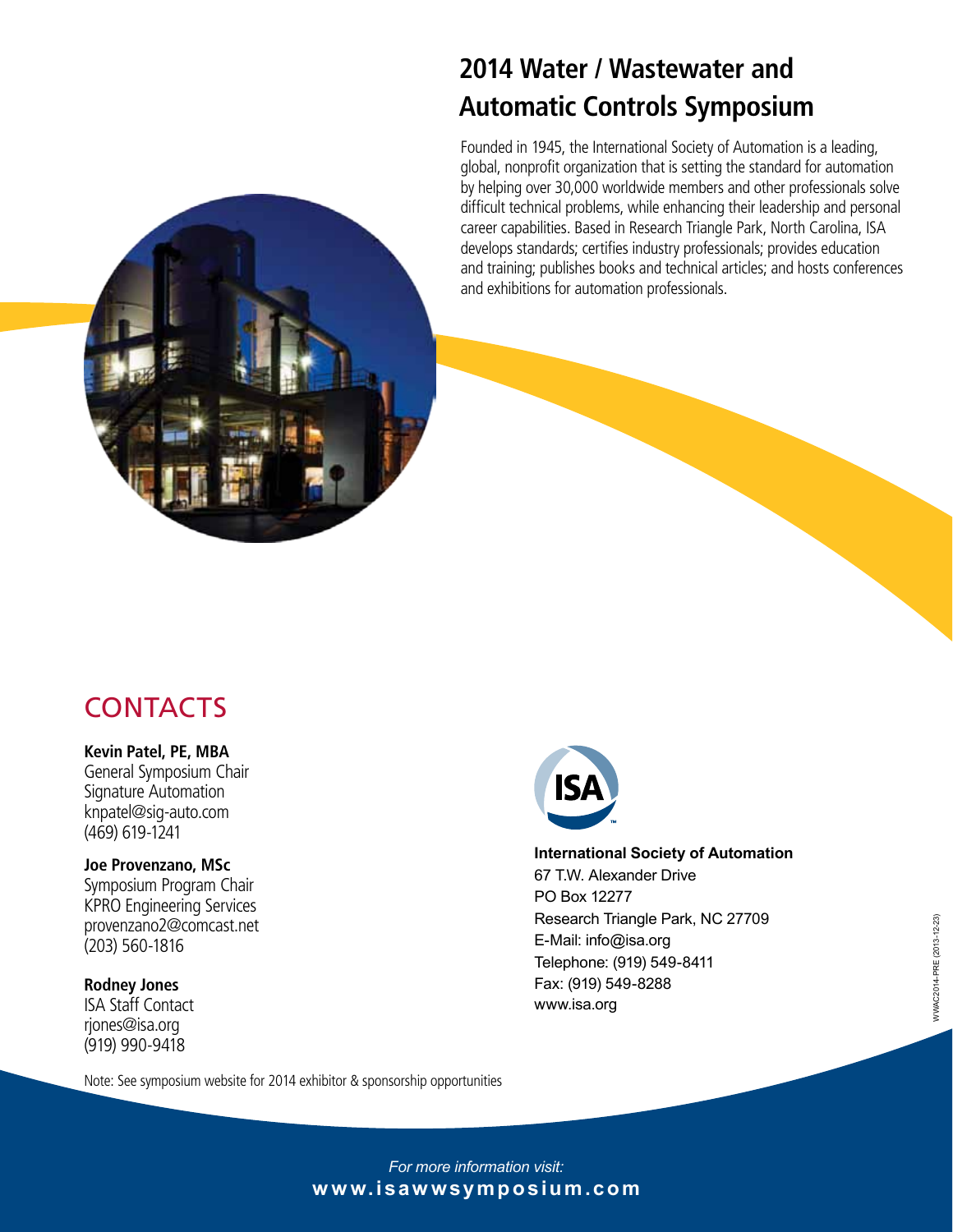## 2014 Water / Wastewater and Automatic Controls Symposium

Founded in 1945, the International Society of Automation is a leading, global, nonprofit organization that is setting the standard for automation by helping over 30,000 worldwide members and other professionals solve difficult technical problems, while enhancing their leadership and personal career capabilities. Based in Research Triangle Park, North Carolina, ISA develops standards; certifies industry professionals; provides education and training; publishes books and technical articles; and hosts conferences and exhibitions for automation professionals.

## CONTACTS

**Kevin Patel, PE, MBA**
General Symposium Chair
Signature Automation
knpatel@sig-auto.com
(469) 619-1241

**Joe Provenzano, MSc**
Symposium Program Chair
KPRO Engineering Services
provenzano2@comcast.net
(203) 560-1816

**Rodney Jones**
ISA Staff Contact
rjones@isa.org
(919) 990-9418

**International Society of Automation**
67 T.W. Alexander Drive
PO Box 12277
Research Triangle Park, NC 27709
E-Mail: info@isa.org
Telephone: (919) 549-8411
Fax: (919) 549-8288
www.isa.org

WWAC2014-PRE (2013-12-23)

Note: See symposium website for 2014 exhibitor & sponsorship opportunities

*For more information visit:*
**www.isawwsymposium.com**